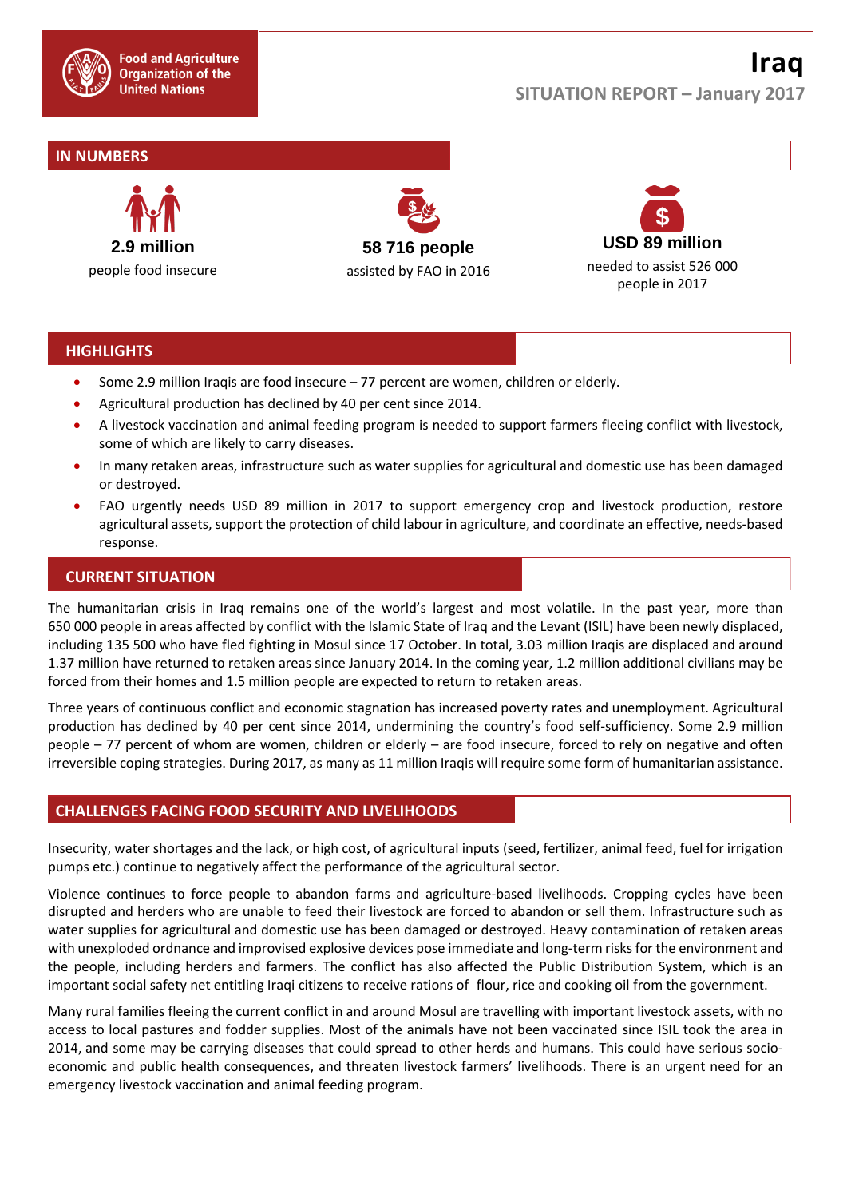Food and Agriculture Organization of the United Nations

# Iraq

SITUATION REPORT – January 2017

## IN NUMBERS

**2.9 million**
people food insecure

**58 716 people**
assisted by FAO in 2016

**USD 89 million**
needed to assist 526 000 people in 2017

## HIGHLIGHTS

- Some 2.9 million Iraqis are food insecure – 77 percent are women, children or elderly.
- Agricultural production has declined by 40 per cent since 2014.
- A livestock vaccination and animal feeding program is needed to support farmers fleeing conflict with livestock, some of which are likely to carry diseases.
- In many retaken areas, infrastructure such as water supplies for agricultural and domestic use has been damaged or destroyed.
- FAO urgently needs USD 89 million in 2017 to support emergency crop and livestock production, restore agricultural assets, support the protection of child labour in agriculture, and coordinate an effective, needs-based response.

## CURRENT SITUATION

The humanitarian crisis in Iraq remains one of the world's largest and most volatile. In the past year, more than 650 000 people in areas affected by conflict with the Islamic State of Iraq and the Levant (ISIL) have been newly displaced, including 135 500 who have fled fighting in Mosul since 17 October. In total, 3.03 million Iraqis are displaced and around 1.37 million have returned to retaken areas since January 2014. In the coming year, 1.2 million additional civilians may be forced from their homes and 1.5 million people are expected to return to retaken areas.

Three years of continuous conflict and economic stagnation has increased poverty rates and unemployment. Agricultural production has declined by 40 per cent since 2014, undermining the country's food self-sufficiency. Some 2.9 million people – 77 percent of whom are women, children or elderly – are food insecure, forced to rely on negative and often irreversible coping strategies. During 2017, as many as 11 million Iraqis will require some form of humanitarian assistance.

## CHALLENGES FACING FOOD SECURITY AND LIVELIHOODS

Insecurity, water shortages and the lack, or high cost, of agricultural inputs (seed, fertilizer, animal feed, fuel for irrigation pumps etc.) continue to negatively affect the performance of the agricultural sector.

Violence continues to force people to abandon farms and agriculture-based livelihoods. Cropping cycles have been disrupted and herders who are unable to feed their livestock are forced to abandon or sell them. Infrastructure such as water supplies for agricultural and domestic use has been damaged or destroyed. Heavy contamination of retaken areas with unexploded ordnance and improvised explosive devices pose immediate and long-term risks for the environment and the people, including herders and farmers. The conflict has also affected the Public Distribution System, which is an important social safety net entitling Iraqi citizens to receive rations of flour, rice and cooking oil from the government.

Many rural families fleeing the current conflict in and around Mosul are travelling with important livestock assets, with no access to local pastures and fodder supplies. Most of the animals have not been vaccinated since ISIL took the area in 2014, and some may be carrying diseases that could spread to other herds and humans. This could have serious socio-economic and public health consequences, and threaten livestock farmers' livelihoods. There is an urgent need for an emergency livestock vaccination and animal feeding program.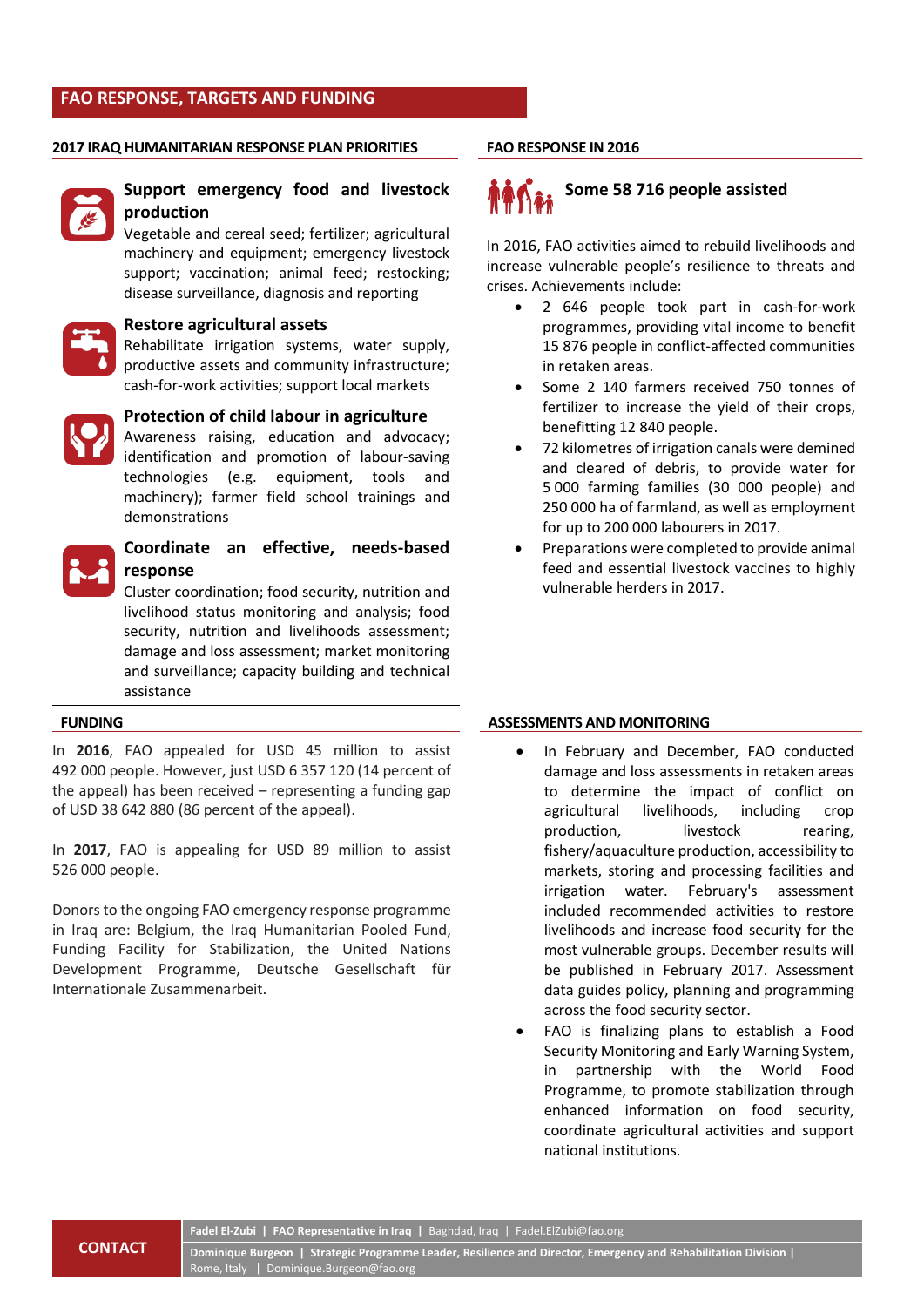## FAO RESPONSE, TARGETS AND FUNDING

### 2017 IRAQ HUMANITARIAN RESPONSE PLAN PRIORITIES

**Support emergency food and livestock production**
Vegetable and cereal seed; fertilizer; agricultural machinery and equipment; emergency livestock support; vaccination; animal feed; restocking; disease surveillance, diagnosis and reporting

**Restore agricultural assets**
Rehabilitate irrigation systems, water supply, productive assets and community infrastructure; cash-for-work activities; support local markets

**Protection of child labour in agriculture**
Awareness raising, education and advocacy; identification and promotion of labour-saving technologies (e.g. equipment, tools and machinery); farmer field school trainings and demonstrations

**Coordinate an effective, needs-based response**
Cluster coordination; food security, nutrition and livelihood status monitoring and analysis; food security, nutrition and livelihoods assessment; damage and loss assessment; market monitoring and surveillance; capacity building and technical assistance

### FAO RESPONSE IN 2016

**Some 58 716 people assisted**

In 2016, FAO activities aimed to rebuild livelihoods and increase vulnerable people's resilience to threats and crises. Achievements include:

- 2 646 people took part in cash-for-work programmes, providing vital income to benefit 15 876 people in conflict-affected communities in retaken areas.
- Some 2 140 farmers received 750 tonnes of fertilizer to increase the yield of their crops, benefitting 12 840 people.
- 72 kilometres of irrigation canals were demined and cleared of debris, to provide water for 5 000 farming families (30 000 people) and 250 000 ha of farmland, as well as employment for up to 200 000 labourers in 2017.
- Preparations were completed to provide animal feed and essential livestock vaccines to highly vulnerable herders in 2017.

### FUNDING

In **2016**, FAO appealed for USD 45 million to assist 492 000 people. However, just USD 6 357 120 (14 percent of the appeal) has been received – representing a funding gap of USD 38 642 880 (86 percent of the appeal).

In **2017**, FAO is appealing for USD 89 million to assist 526 000 people.

Donors to the ongoing FAO emergency response programme in Iraq are: Belgium, the Iraq Humanitarian Pooled Fund, Funding Facility for Stabilization, the United Nations Development Programme, Deutsche Gesellschaft für Internationale Zusammenarbeit.

### ASSESSMENTS AND MONITORING

- In February and December, FAO conducted damage and loss assessments in retaken areas to determine the impact of conflict on agricultural livelihoods, including crop production, livestock rearing, fishery/aquaculture production, accessibility to markets, storing and processing facilities and irrigation water. February's assessment included recommended activities to restore livelihoods and increase food security for the most vulnerable groups. December results will be published in February 2017. Assessment data guides policy, planning and programming across the food security sector.
- FAO is finalizing plans to establish a Food Security Monitoring and Early Warning System, in partnership with the World Food Programme, to promote stabilization through enhanced information on food security, coordinate agricultural activities and support national institutions.

**CONTACT**

**Fadel El-Zubi** | **FAO Representative in Iraq** | Baghdad, Iraq | Fadel.ElZubi@fao.org

**Dominique Burgeon** | **Strategic Programme Leader, Resilience and Director, Emergency and Rehabilitation Division** | Rome, Italy | Dominique.Burgeon@fao.org